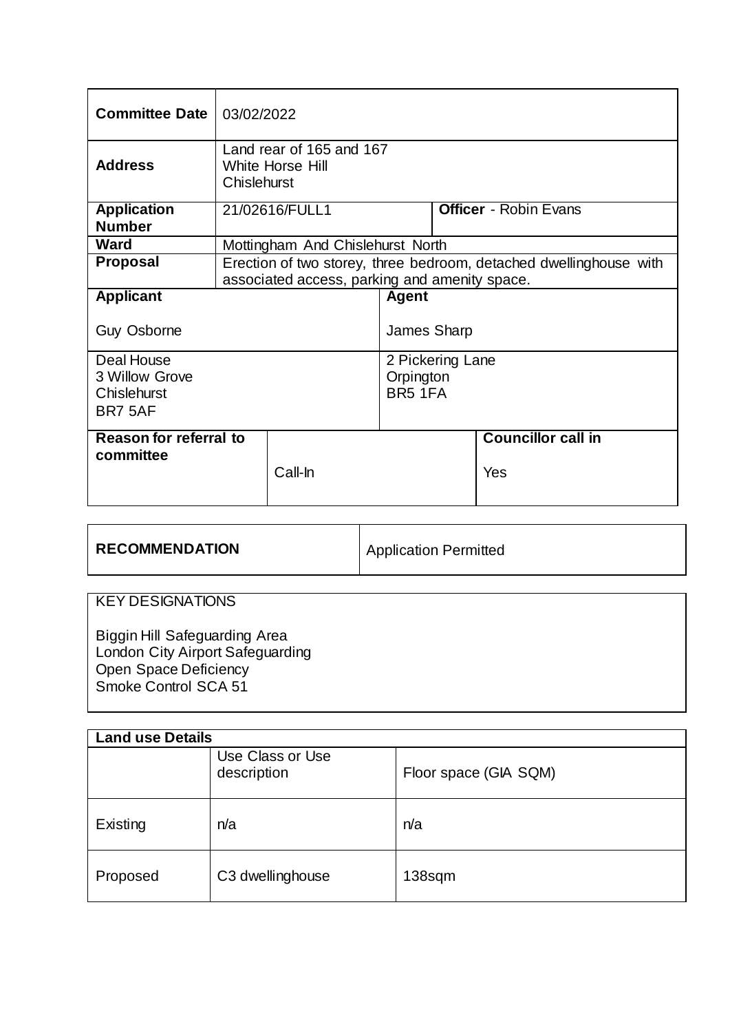| **Committee Date** | 03/02/2022 | | |
|---|---|---|---|
| **Address** | Land rear of 165 and 167<br>White Horse Hill<br>Chislehurst | | |
| **Application Number** | 21/02616/FULL1 | **Officer** - Robin Evans | |
| **Ward** | Mottingham And Chislehurst North | | |
| **Proposal** | Erection of two storey, three bedroom, detached dwellinghouse with associated access, parking and amenity space. | | |
| **Applicant**<br><br>Guy Osborne | | **Agent**<br><br>James Sharp | |
| Deal House<br>3 Willow Grove<br>Chislehurst<br>BR7 5AF | | 2 Pickering Lane<br>Orpington<br>BR5 1FA | |
| **Reason for referral to committee** | Call-In | | **Councillor call in**<br><br>Yes |

| **RECOMMENDATION** | Application Permitted |
|---|---|

KEY DESIGNATIONS

Biggin Hill Safeguarding Area
London City Airport Safeguarding
Open Space Deficiency
Smoke Control SCA 51

| **Land use Details** | | |
|---|---|---|
| | Use Class or Use description | Floor space (GIA SQM) |
| Existing | n/a | n/a |
| Proposed | C3 dwellinghouse | 138sqm |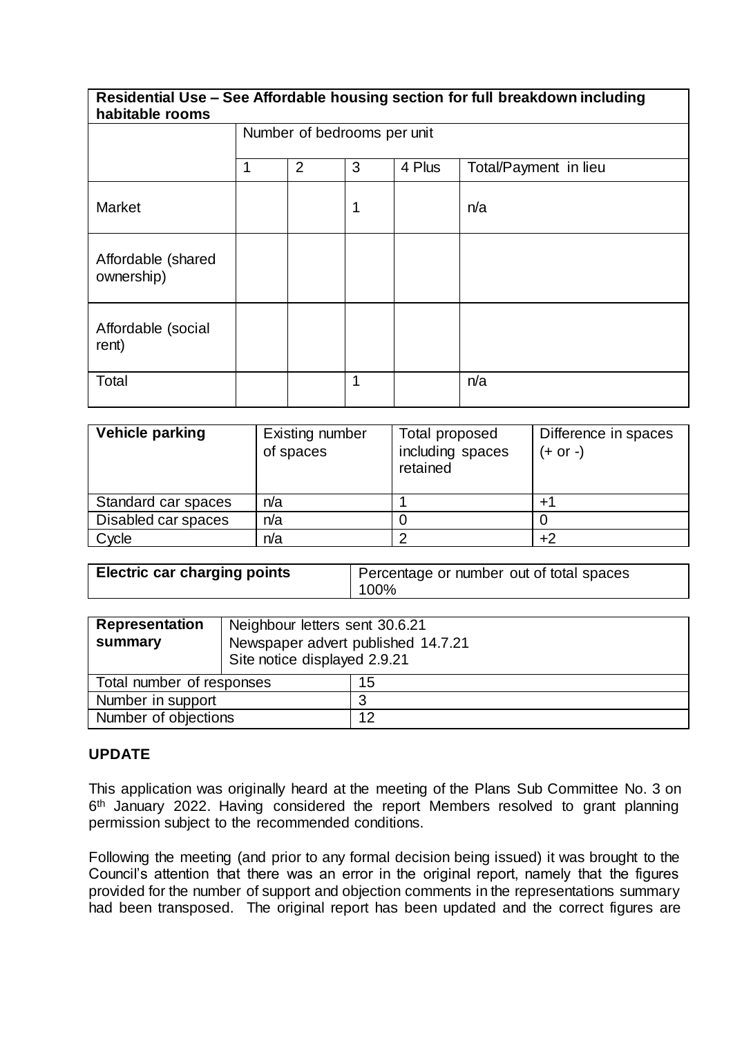| Residential Use – See Affordable housing section for full breakdown including habitable rooms | | | | | |
|---|---|---|---|---|---|
| | Number of bedrooms per unit | | | | |
| | 1 | 2 | 3 | 4 Plus | Total/Payment in lieu |
| Market | | | 1 | | n/a |
| Affordable (shared ownership) | | | | | |
| Affordable (social rent) | | | | | |
| Total | | | 1 | | n/a |

| Vehicle parking | Existing number of spaces | Total proposed including spaces retained | Difference in spaces (+ or -) |
|---|---|---|---|
| Standard car spaces | n/a | 1 | +1 |
| Disabled car spaces | n/a | 0 | 0 |
| Cycle | n/a | 2 | +2 |

| Electric car charging points | Percentage or number out of total spaces 100% |
|---|---|

| Representation summary | Neighbour letters sent 30.6.21<br>Newspaper advert published 14.7.21<br>Site notice displayed 2.9.21 |
|---|---|
| Total number of responses | 15 |
| Number in support | 3 |
| Number of objections | 12 |

## UPDATE

This application was originally heard at the meeting of the Plans Sub Committee No. 3 on 6th January 2022. Having considered the report Members resolved to grant planning permission subject to the recommended conditions.

Following the meeting (and prior to any formal decision being issued) it was brought to the Council's attention that there was an error in the original report, namely that the figures provided for the number of support and objection comments in the representations summary had been transposed. The original report has been updated and the correct figures are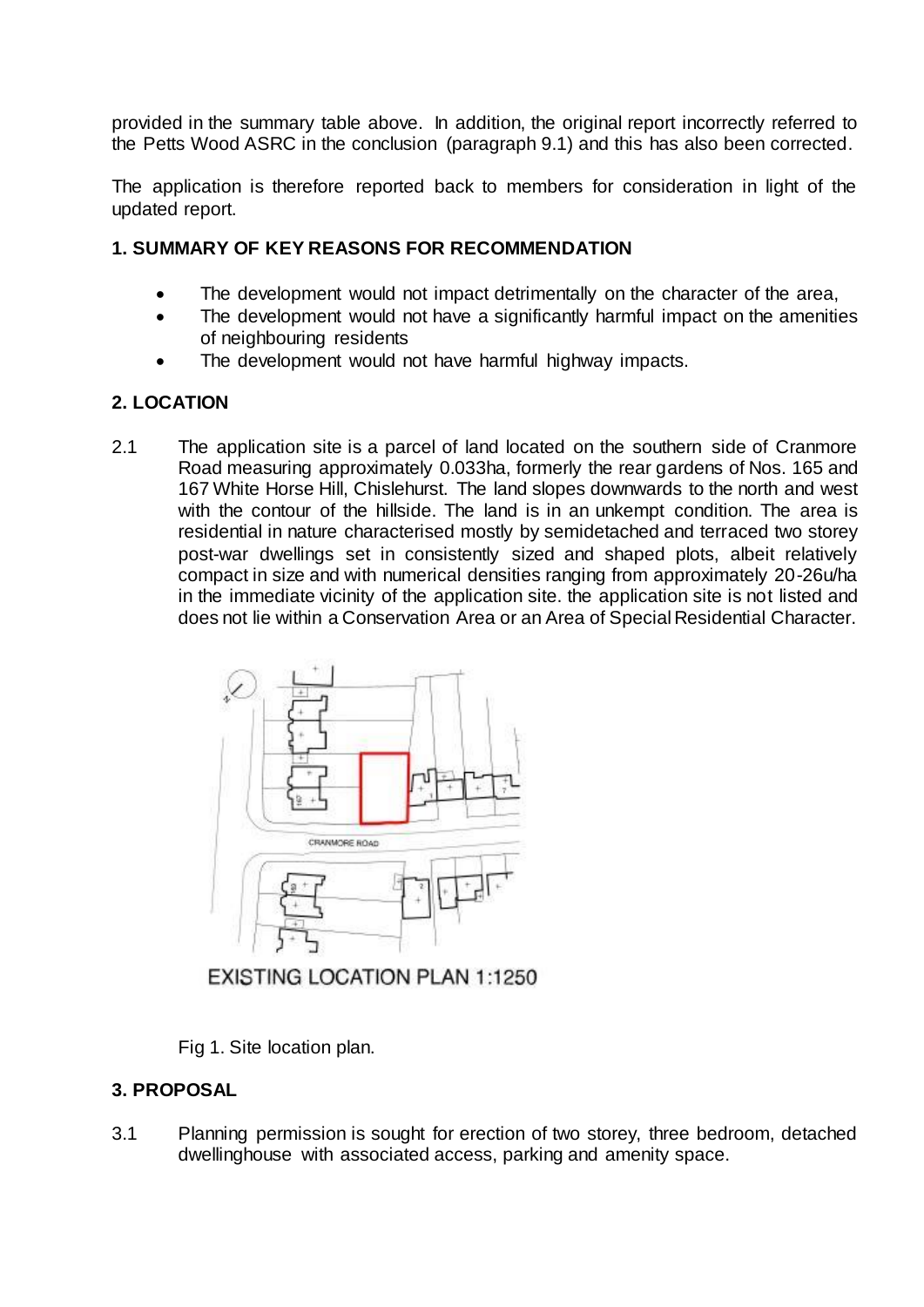provided in the summary table above. In addition, the original report incorrectly referred to the Petts Wood ASRC in the conclusion (paragraph 9.1) and this has also been corrected.

The application is therefore reported back to members for consideration in light of the updated report.

## 1. SUMMARY OF KEY REASONS FOR RECOMMENDATION

- The development would not impact detrimentally on the character of the area,
- The development would not have a significantly harmful impact on the amenities of neighbouring residents
- The development would not have harmful highway impacts.

## 2. LOCATION

2.1 The application site is a parcel of land located on the southern side of Cranmore Road measuring approximately 0.033ha, formerly the rear gardens of Nos. 165 and 167 White Horse Hill, Chislehurst. The land slopes downwards to the north and west with the contour of the hillside. The land is in an unkempt condition. The area is residential in nature characterised mostly by semidetached and terraced two storey post-war dwellings set in consistently sized and shaped plots, albeit relatively compact in size and with numerical densities ranging from approximately 20-26u/ha in the immediate vicinity of the application site. the application site is not listed and does not lie within a Conservation Area or an Area of Special Residential Character.

EXISTING LOCATION PLAN 1:1250

Fig 1. Site location plan.

## 3. PROPOSAL

3.1 Planning permission is sought for erection of two storey, three bedroom, detached dwellinghouse with associated access, parking and amenity space.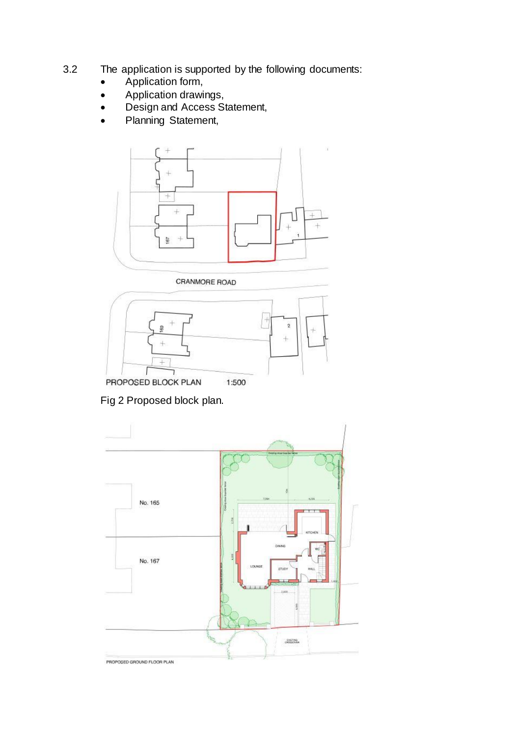3.2 The application is supported by the following documents:

- Application form,
- Application drawings,
- Design and Access Statement,
- Planning Statement,

PROPOSED BLOCK PLAN 1:500

Fig 2 Proposed block plan.

PROPOSED GROUND FLOOR PLAN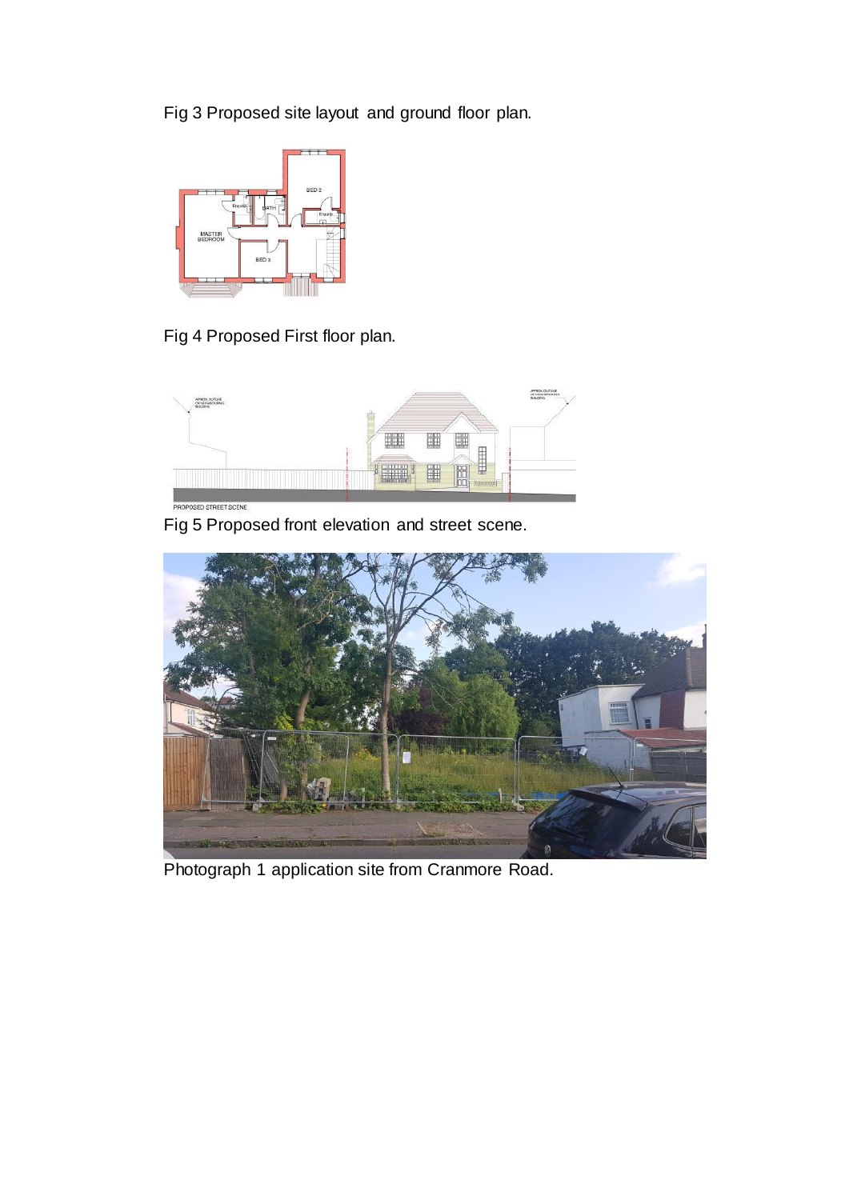Fig 3 Proposed site layout and ground floor plan.

Fig 4 Proposed First floor plan.

Fig 5 Proposed front elevation and street scene.

Photograph 1 application site from Cranmore Road.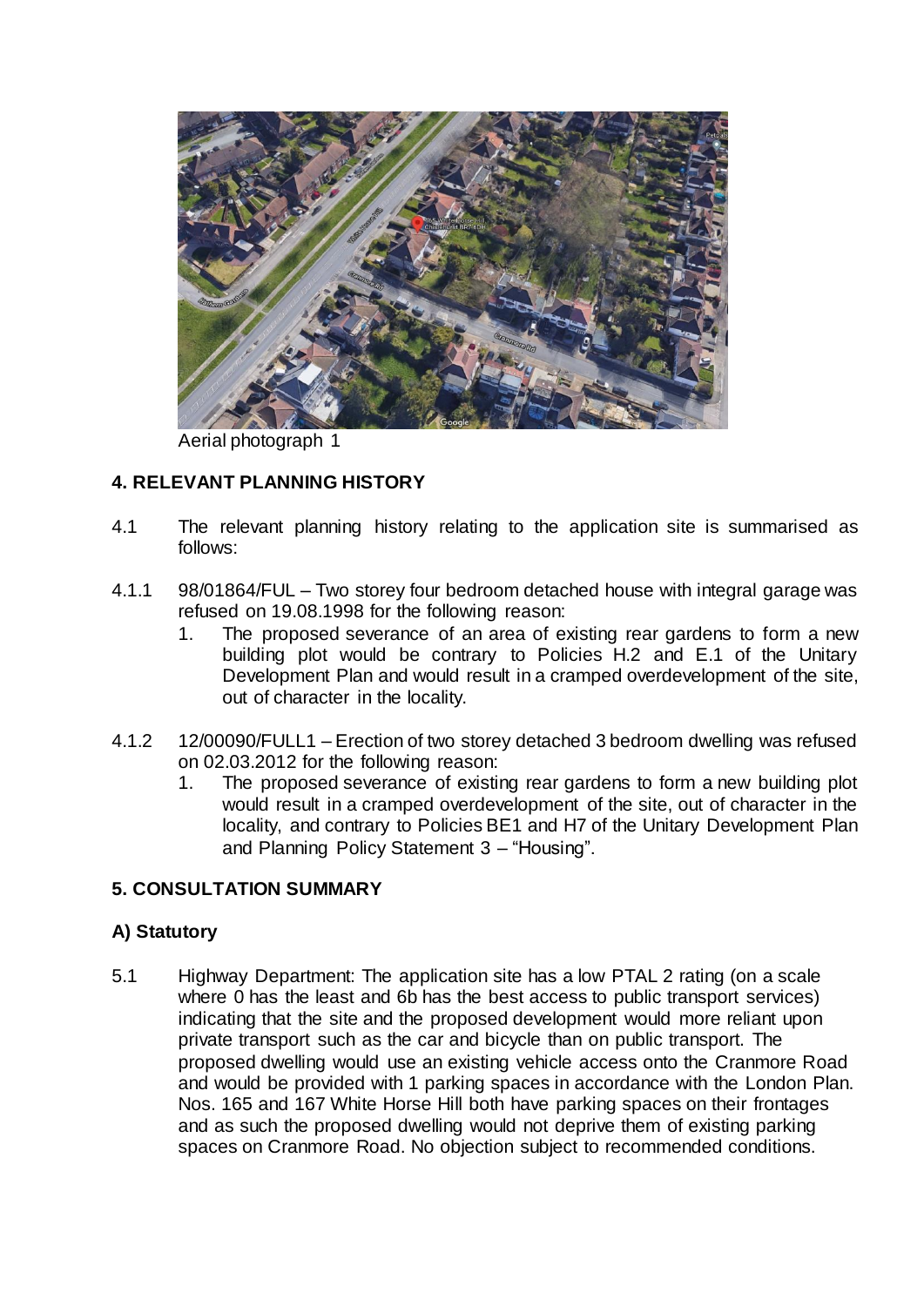Aerial photograph 1

## 4. RELEVANT PLANNING HISTORY

4.1 The relevant planning history relating to the application site is summarised as follows:

4.1.1 98/01864/FUL – Two storey four bedroom detached house with integral garage was refused on 19.08.1998 for the following reason:

1. The proposed severance of an area of existing rear gardens to form a new building plot would be contrary to Policies H.2 and E.1 of the Unitary Development Plan and would result in a cramped overdevelopment of the site, out of character in the locality.

4.1.2 12/00090/FULL1 – Erection of two storey detached 3 bedroom dwelling was refused on 02.03.2012 for the following reason:

1. The proposed severance of existing rear gardens to form a new building plot would result in a cramped overdevelopment of the site, out of character in the locality, and contrary to Policies BE1 and H7 of the Unitary Development Plan and Planning Policy Statement 3 – "Housing".

## 5. CONSULTATION SUMMARY

### A) Statutory

5.1 Highway Department: The application site has a low PTAL 2 rating (on a scale where 0 has the least and 6b has the best access to public transport services) indicating that the site and the proposed development would more reliant upon private transport such as the car and bicycle than on public transport. The proposed dwelling would use an existing vehicle access onto the Cranmore Road and would be provided with 1 parking spaces in accordance with the London Plan. Nos. 165 and 167 White Horse Hill both have parking spaces on their frontages and as such the proposed dwelling would not deprive them of existing parking spaces on Cranmore Road. No objection subject to recommended conditions.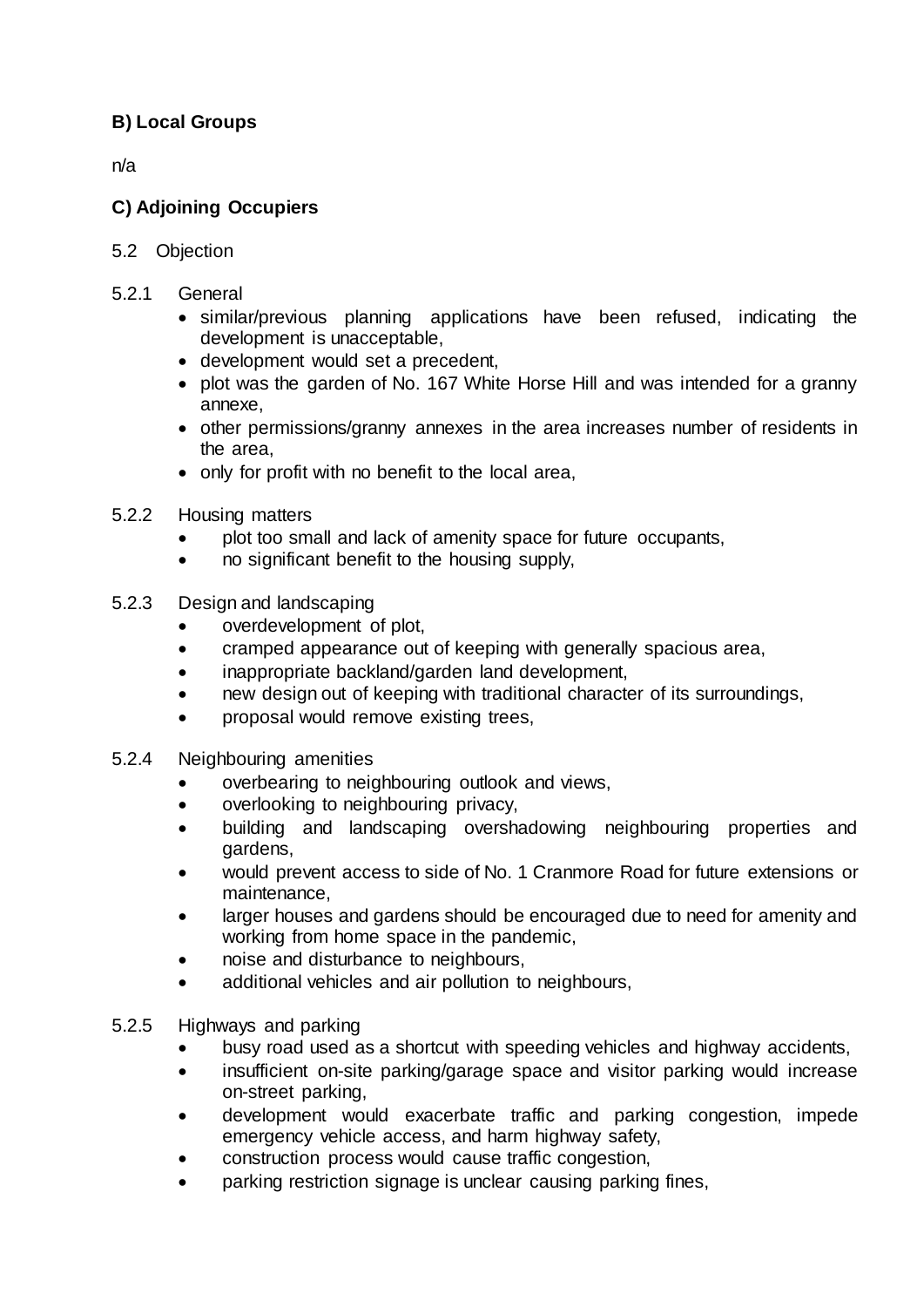**B) Local Groups**

n/a

**C) Adjoining Occupiers**

5.2 Objection

5.2.1 General

- similar/previous planning applications have been refused, indicating the development is unacceptable,
- development would set a precedent,
- plot was the garden of No. 167 White Horse Hill and was intended for a granny annexe,
- other permissions/granny annexes in the area increases number of residents in the area,
- only for profit with no benefit to the local area,

5.2.2 Housing matters

- plot too small and lack of amenity space for future occupants,
- no significant benefit to the housing supply,

5.2.3 Design and landscaping

- overdevelopment of plot,
- cramped appearance out of keeping with generally spacious area,
- inappropriate backland/garden land development,
- new design out of keeping with traditional character of its surroundings,
- proposal would remove existing trees,

5.2.4 Neighbouring amenities

- overbearing to neighbouring outlook and views,
- overlooking to neighbouring privacy,
- building and landscaping overshadowing neighbouring properties and gardens,
- would prevent access to side of No. 1 Cranmore Road for future extensions or maintenance,
- larger houses and gardens should be encouraged due to need for amenity and working from home space in the pandemic,
- noise and disturbance to neighbours,
- additional vehicles and air pollution to neighbours,

5.2.5 Highways and parking

- busy road used as a shortcut with speeding vehicles and highway accidents,
- insufficient on-site parking/garage space and visitor parking would increase on-street parking,
- development would exacerbate traffic and parking congestion, impede emergency vehicle access, and harm highway safety,
- construction process would cause traffic congestion,
- parking restriction signage is unclear causing parking fines,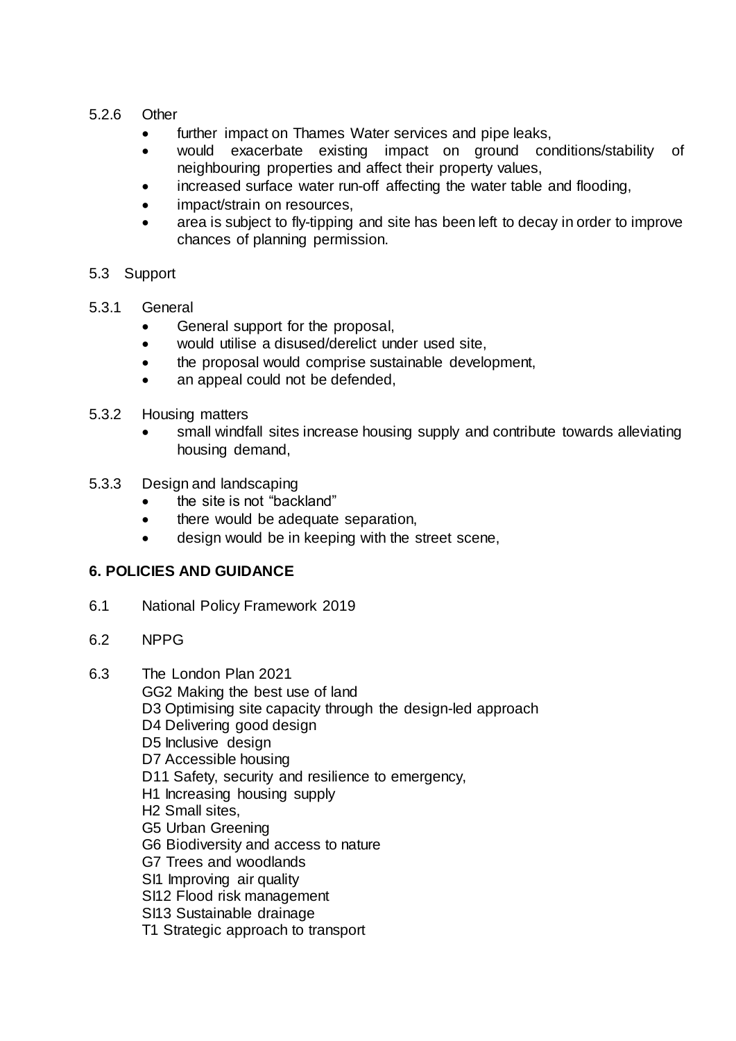5.2.6 Other

- further impact on Thames Water services and pipe leaks,
- would exacerbate existing impact on ground conditions/stability of neighbouring properties and affect their property values,
- increased surface water run-off affecting the water table and flooding,
- impact/strain on resources,
- area is subject to fly-tipping and site has been left to decay in order to improve chances of planning permission.

5.3 Support

5.3.1 General

- General support for the proposal,
- would utilise a disused/derelict under used site,
- the proposal would comprise sustainable development,
- an appeal could not be defended,

5.3.2 Housing matters

- small windfall sites increase housing supply and contribute towards alleviating housing demand,

5.3.3 Design and landscaping

- the site is not "backland"
- there would be adequate separation,
- design would be in keeping with the street scene,

## 6. POLICIES AND GUIDANCE

6.1 National Policy Framework 2019

6.2 NPPG

6.3 The London Plan 2021
GG2 Making the best use of land
D3 Optimising site capacity through the design-led approach
D4 Delivering good design
D5 Inclusive design
D7 Accessible housing
D11 Safety, security and resilience to emergency,
H1 Increasing housing supply
H2 Small sites,
G5 Urban Greening
G6 Biodiversity and access to nature
G7 Trees and woodlands
SI1 Improving air quality
SI12 Flood risk management
SI13 Sustainable drainage
T1 Strategic approach to transport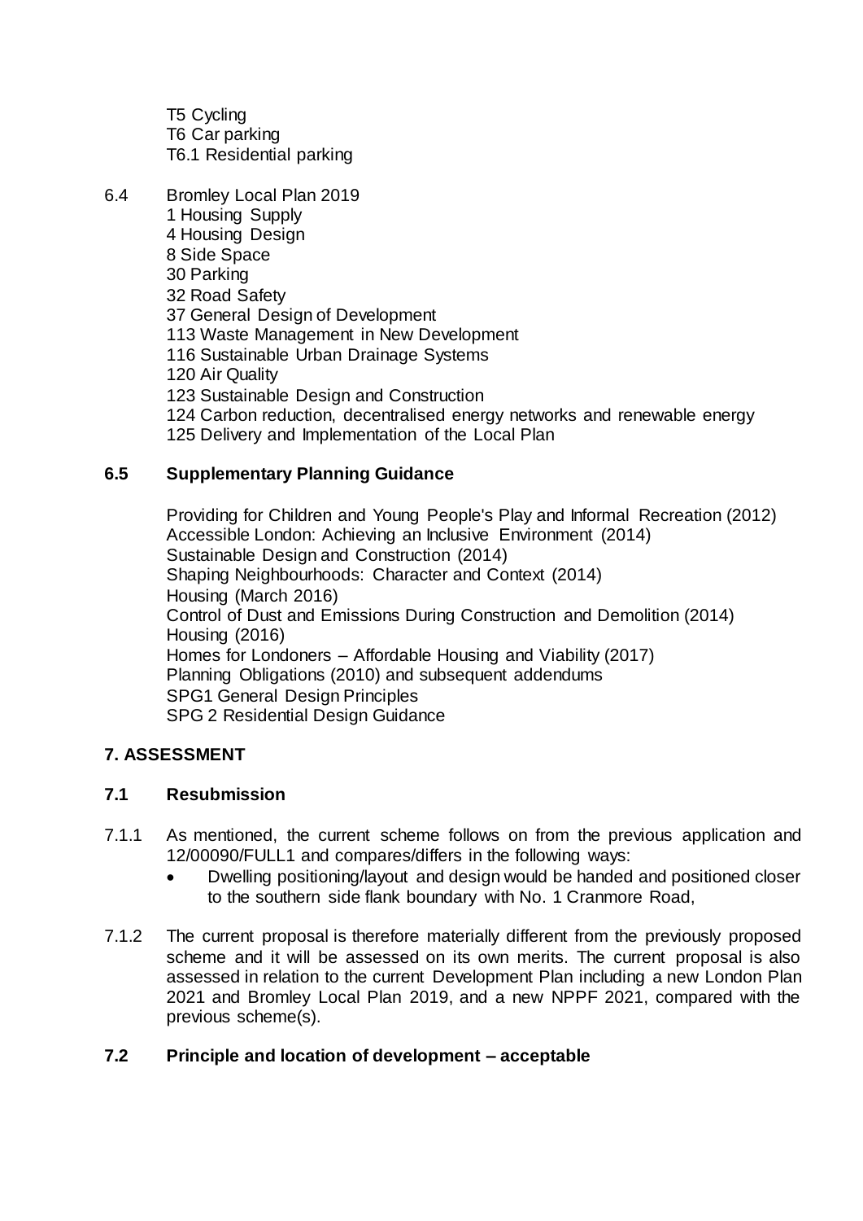T5 Cycling
T6 Car parking
T6.1 Residential parking

6.4 Bromley Local Plan 2019
1 Housing Supply
4 Housing Design
8 Side Space
30 Parking
32 Road Safety
37 General Design of Development
113 Waste Management in New Development
116 Sustainable Urban Drainage Systems
120 Air Quality
123 Sustainable Design and Construction
124 Carbon reduction, decentralised energy networks and renewable energy
125 Delivery and Implementation of the Local Plan

**6.5 Supplementary Planning Guidance**

Providing for Children and Young People's Play and Informal Recreation (2012)
Accessible London: Achieving an Inclusive Environment (2014)
Sustainable Design and Construction (2014)
Shaping Neighbourhoods: Character and Context (2014)
Housing (March 2016)
Control of Dust and Emissions During Construction and Demolition (2014)
Housing (2016)
Homes for Londoners – Affordable Housing and Viability (2017)
Planning Obligations (2010) and subsequent addendums
SPG1 General Design Principles
SPG 2 Residential Design Guidance

## 7. ASSESSMENT

### 7.1 Resubmission

7.1.1 As mentioned, the current scheme follows on from the previous application and 12/00090/FULL1 and compares/differs in the following ways:

- Dwelling positioning/layout and design would be handed and positioned closer to the southern side flank boundary with No. 1 Cranmore Road,

7.1.2 The current proposal is therefore materially different from the previously proposed scheme and it will be assessed on its own merits. The current proposal is also assessed in relation to the current Development Plan including a new London Plan 2021 and Bromley Local Plan 2019, and a new NPPF 2021, compared with the previous scheme(s).

### 7.2 Principle and location of development – acceptable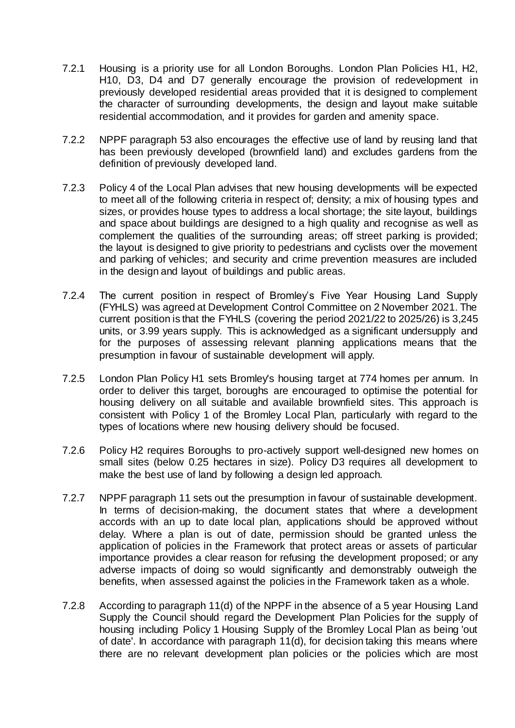7.2.1 Housing is a priority use for all London Boroughs. London Plan Policies H1, H2, H10, D3, D4 and D7 generally encourage the provision of redevelopment in previously developed residential areas provided that it is designed to complement the character of surrounding developments, the design and layout make suitable residential accommodation, and it provides for garden and amenity space.

7.2.2 NPPF paragraph 53 also encourages the effective use of land by reusing land that has been previously developed (brownfield land) and excludes gardens from the definition of previously developed land.

7.2.3 Policy 4 of the Local Plan advises that new housing developments will be expected to meet all of the following criteria in respect of; density; a mix of housing types and sizes, or provides house types to address a local shortage; the site layout, buildings and space about buildings are designed to a high quality and recognise as well as complement the qualities of the surrounding areas; off street parking is provided; the layout is designed to give priority to pedestrians and cyclists over the movement and parking of vehicles; and security and crime prevention measures are included in the design and layout of buildings and public areas.

7.2.4 The current position in respect of Bromley's Five Year Housing Land Supply (FYHLS) was agreed at Development Control Committee on 2 November 2021. The current position is that the FYHLS (covering the period 2021/22 to 2025/26) is 3,245 units, or 3.99 years supply. This is acknowledged as a significant undersupply and for the purposes of assessing relevant planning applications means that the presumption in favour of sustainable development will apply.

7.2.5 London Plan Policy H1 sets Bromley's housing target at 774 homes per annum. In order to deliver this target, boroughs are encouraged to optimise the potential for housing delivery on all suitable and available brownfield sites. This approach is consistent with Policy 1 of the Bromley Local Plan, particularly with regard to the types of locations where new housing delivery should be focused.

7.2.6 Policy H2 requires Boroughs to pro-actively support well-designed new homes on small sites (below 0.25 hectares in size). Policy D3 requires all development to make the best use of land by following a design led approach.

7.2.7 NPPF paragraph 11 sets out the presumption in favour of sustainable development. In terms of decision-making, the document states that where a development accords with an up to date local plan, applications should be approved without delay. Where a plan is out of date, permission should be granted unless the application of policies in the Framework that protect areas or assets of particular importance provides a clear reason for refusing the development proposed; or any adverse impacts of doing so would significantly and demonstrably outweigh the benefits, when assessed against the policies in the Framework taken as a whole.

7.2.8 According to paragraph 11(d) of the NPPF in the absence of a 5 year Housing Land Supply the Council should regard the Development Plan Policies for the supply of housing including Policy 1 Housing Supply of the Bromley Local Plan as being 'out of date'. In accordance with paragraph 11(d), for decision taking this means where there are no relevant development plan policies or the policies which are most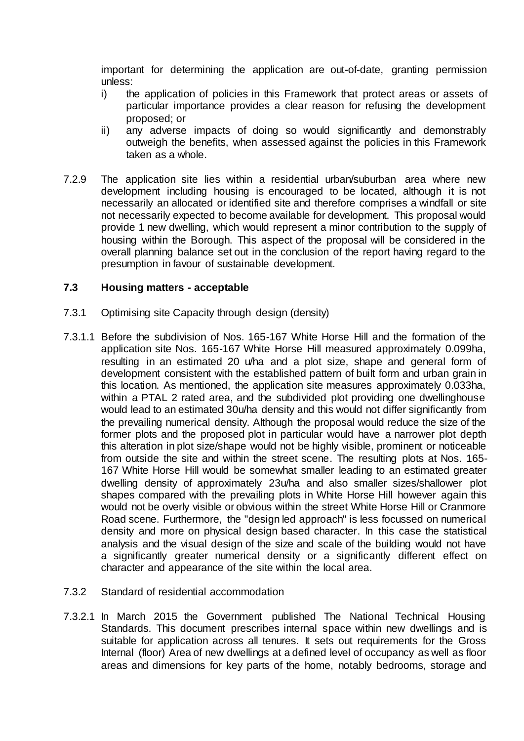important for determining the application are out-of-date, granting permission unless:

i) the application of policies in this Framework that protect areas or assets of particular importance provides a clear reason for refusing the development proposed; or

ii) any adverse impacts of doing so would significantly and demonstrably outweigh the benefits, when assessed against the policies in this Framework taken as a whole.

7.2.9 The application site lies within a residential urban/suburban area where new development including housing is encouraged to be located, although it is not necessarily an allocated or identified site and therefore comprises a windfall or site not necessarily expected to become available for development. This proposal would provide 1 new dwelling, which would represent a minor contribution to the supply of housing within the Borough. This aspect of the proposal will be considered in the overall planning balance set out in the conclusion of the report having regard to the presumption in favour of sustainable development.

### 7.3 Housing matters - acceptable

7.3.1 Optimising site Capacity through design (density)

7.3.1.1 Before the subdivision of Nos. 165-167 White Horse Hill and the formation of the application site Nos. 165-167 White Horse Hill measured approximately 0.099ha, resulting in an estimated 20 u/ha and a plot size, shape and general form of development consistent with the established pattern of built form and urban grain in this location. As mentioned, the application site measures approximately 0.033ha, within a PTAL 2 rated area, and the subdivided plot providing one dwellinghouse would lead to an estimated 30u/ha density and this would not differ significantly from the prevailing numerical density. Although the proposal would reduce the size of the former plots and the proposed plot in particular would have a narrower plot depth this alteration in plot size/shape would not be highly visible, prominent or noticeable from outside the site and within the street scene. The resulting plots at Nos. 165-167 White Horse Hill would be somewhat smaller leading to an estimated greater dwelling density of approximately 23u/ha and also smaller sizes/shallower plot shapes compared with the prevailing plots in White Horse Hill however again this would not be overly visible or obvious within the street White Horse Hill or Cranmore Road scene. Furthermore, the "design led approach" is less focussed on numerical density and more on physical design based character. In this case the statistical analysis and the visual design of the size and scale of the building would not have a significantly greater numerical density or a significantly different effect on character and appearance of the site within the local area.

7.3.2 Standard of residential accommodation

7.3.2.1 In March 2015 the Government published The National Technical Housing Standards. This document prescribes internal space within new dwellings and is suitable for application across all tenures. It sets out requirements for the Gross Internal (floor) Area of new dwellings at a defined level of occupancy as well as floor areas and dimensions for key parts of the home, notably bedrooms, storage and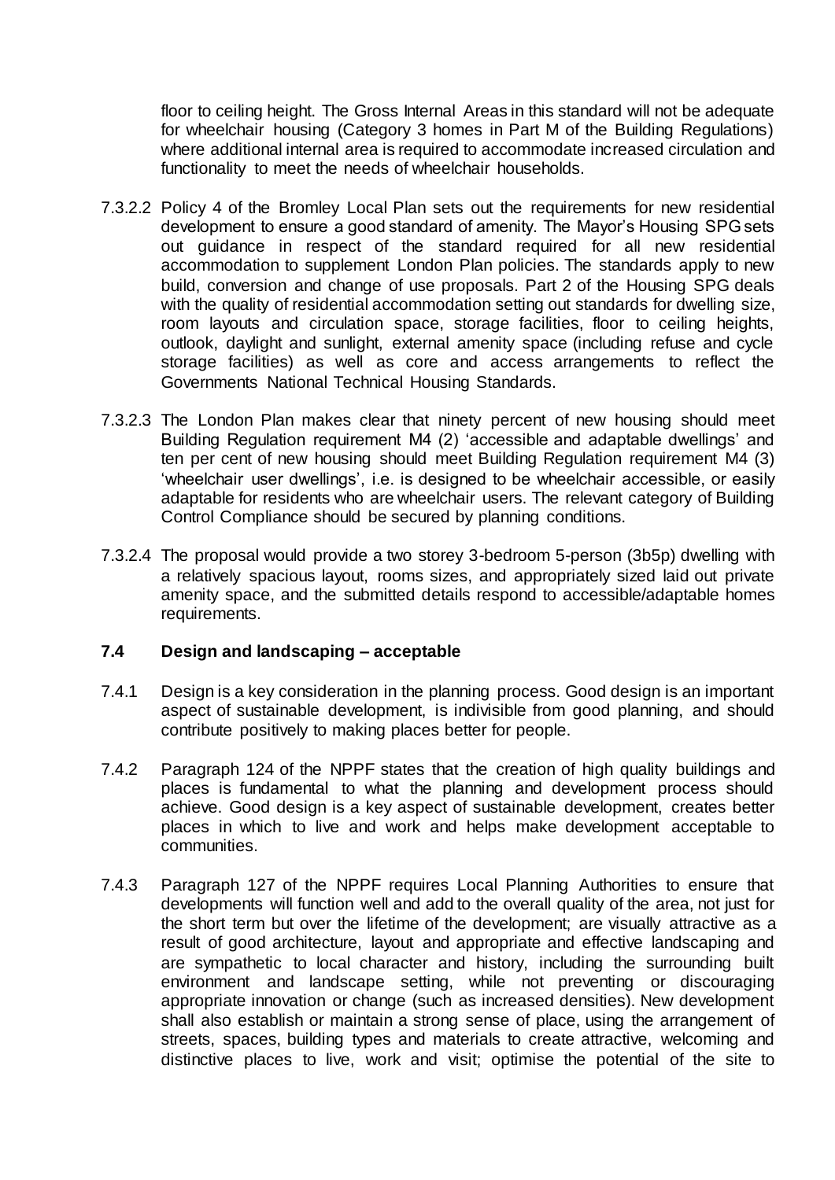floor to ceiling height. The Gross Internal Areas in this standard will not be adequate for wheelchair housing (Category 3 homes in Part M of the Building Regulations) where additional internal area is required to accommodate increased circulation and functionality to meet the needs of wheelchair households.

7.3.2.2 Policy 4 of the Bromley Local Plan sets out the requirements for new residential development to ensure a good standard of amenity. The Mayor's Housing SPG sets out guidance in respect of the standard required for all new residential accommodation to supplement London Plan policies. The standards apply to new build, conversion and change of use proposals. Part 2 of the Housing SPG deals with the quality of residential accommodation setting out standards for dwelling size, room layouts and circulation space, storage facilities, floor to ceiling heights, outlook, daylight and sunlight, external amenity space (including refuse and cycle storage facilities) as well as core and access arrangements to reflect the Governments National Technical Housing Standards.

7.3.2.3 The London Plan makes clear that ninety percent of new housing should meet Building Regulation requirement M4 (2) 'accessible and adaptable dwellings' and ten per cent of new housing should meet Building Regulation requirement M4 (3) 'wheelchair user dwellings', i.e. is designed to be wheelchair accessible, or easily adaptable for residents who are wheelchair users. The relevant category of Building Control Compliance should be secured by planning conditions.

7.3.2.4 The proposal would provide a two storey 3-bedroom 5-person (3b5p) dwelling with a relatively spacious layout, rooms sizes, and appropriately sized laid out private amenity space, and the submitted details respond to accessible/adaptable homes requirements.

### 7.4 Design and landscaping – acceptable

7.4.1 Design is a key consideration in the planning process. Good design is an important aspect of sustainable development, is indivisible from good planning, and should contribute positively to making places better for people.

7.4.2 Paragraph 124 of the NPPF states that the creation of high quality buildings and places is fundamental to what the planning and development process should achieve. Good design is a key aspect of sustainable development, creates better places in which to live and work and helps make development acceptable to communities.

7.4.3 Paragraph 127 of the NPPF requires Local Planning Authorities to ensure that developments will function well and add to the overall quality of the area, not just for the short term but over the lifetime of the development; are visually attractive as a result of good architecture, layout and appropriate and effective landscaping and are sympathetic to local character and history, including the surrounding built environment and landscape setting, while not preventing or discouraging appropriate innovation or change (such as increased densities). New development shall also establish or maintain a strong sense of place, using the arrangement of streets, spaces, building types and materials to create attractive, welcoming and distinctive places to live, work and visit; optimise the potential of the site to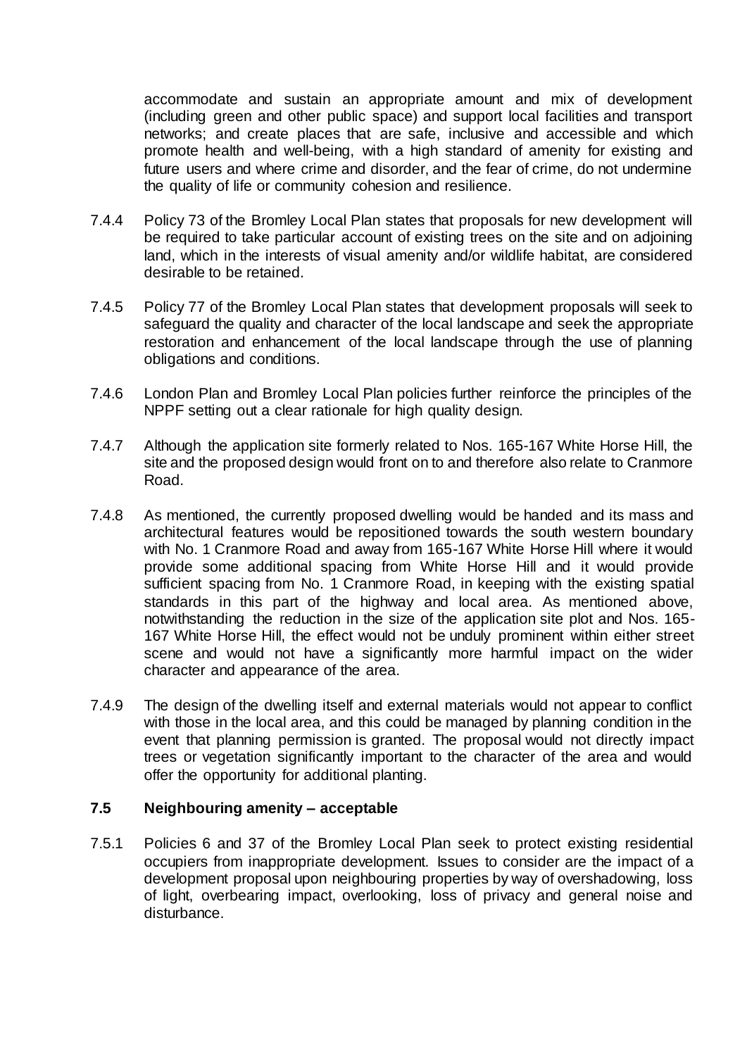accommodate and sustain an appropriate amount and mix of development (including green and other public space) and support local facilities and transport networks; and create places that are safe, inclusive and accessible and which promote health and well-being, with a high standard of amenity for existing and future users and where crime and disorder, and the fear of crime, do not undermine the quality of life or community cohesion and resilience.

7.4.4 Policy 73 of the Bromley Local Plan states that proposals for new development will be required to take particular account of existing trees on the site and on adjoining land, which in the interests of visual amenity and/or wildlife habitat, are considered desirable to be retained.

7.4.5 Policy 77 of the Bromley Local Plan states that development proposals will seek to safeguard the quality and character of the local landscape and seek the appropriate restoration and enhancement of the local landscape through the use of planning obligations and conditions.

7.4.6 London Plan and Bromley Local Plan policies further reinforce the principles of the NPPF setting out a clear rationale for high quality design.

7.4.7 Although the application site formerly related to Nos. 165-167 White Horse Hill, the site and the proposed design would front on to and therefore also relate to Cranmore Road.

7.4.8 As mentioned, the currently proposed dwelling would be handed and its mass and architectural features would be repositioned towards the south western boundary with No. 1 Cranmore Road and away from 165-167 White Horse Hill where it would provide some additional spacing from White Horse Hill and it would provide sufficient spacing from No. 1 Cranmore Road, in keeping with the existing spatial standards in this part of the highway and local area. As mentioned above, notwithstanding the reduction in the size of the application site plot and Nos. 165-167 White Horse Hill, the effect would not be unduly prominent within either street scene and would not have a significantly more harmful impact on the wider character and appearance of the area.

7.4.9 The design of the dwelling itself and external materials would not appear to conflict with those in the local area, and this could be managed by planning condition in the event that planning permission is granted. The proposal would not directly impact trees or vegetation significantly important to the character of the area and would offer the opportunity for additional planting.

### 7.5 Neighbouring amenity – acceptable

7.5.1 Policies 6 and 37 of the Bromley Local Plan seek to protect existing residential occupiers from inappropriate development. Issues to consider are the impact of a development proposal upon neighbouring properties by way of overshadowing, loss of light, overbearing impact, overlooking, loss of privacy and general noise and disturbance.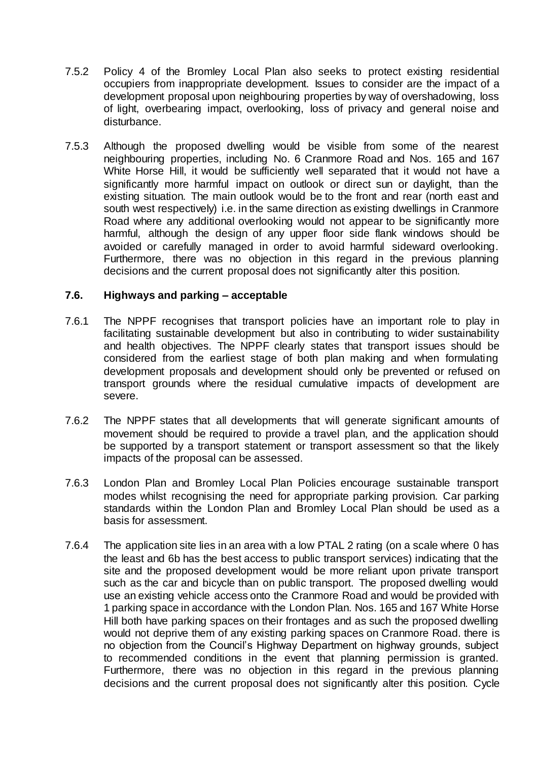7.5.2 Policy 4 of the Bromley Local Plan also seeks to protect existing residential occupiers from inappropriate development. Issues to consider are the impact of a development proposal upon neighbouring properties by way of overshadowing, loss of light, overbearing impact, overlooking, loss of privacy and general noise and disturbance.

7.5.3 Although the proposed dwelling would be visible from some of the nearest neighbouring properties, including No. 6 Cranmore Road and Nos. 165 and 167 White Horse Hill, it would be sufficiently well separated that it would not have a significantly more harmful impact on outlook or direct sun or daylight, than the existing situation. The main outlook would be to the front and rear (north east and south west respectively) i.e. in the same direction as existing dwellings in Cranmore Road where any additional overlooking would not appear to be significantly more harmful, although the design of any upper floor side flank windows should be avoided or carefully managed in order to avoid harmful sideward overlooking. Furthermore, there was no objection in this regard in the previous planning decisions and the current proposal does not significantly alter this position.

### 7.6. Highways and parking – acceptable

7.6.1 The NPPF recognises that transport policies have an important role to play in facilitating sustainable development but also in contributing to wider sustainability and health objectives. The NPPF clearly states that transport issues should be considered from the earliest stage of both plan making and when formulating development proposals and development should only be prevented or refused on transport grounds where the residual cumulative impacts of development are severe.

7.6.2 The NPPF states that all developments that will generate significant amounts of movement should be required to provide a travel plan, and the application should be supported by a transport statement or transport assessment so that the likely impacts of the proposal can be assessed.

7.6.3 London Plan and Bromley Local Plan Policies encourage sustainable transport modes whilst recognising the need for appropriate parking provision. Car parking standards within the London Plan and Bromley Local Plan should be used as a basis for assessment.

7.6.4 The application site lies in an area with a low PTAL 2 rating (on a scale where 0 has the least and 6b has the best access to public transport services) indicating that the site and the proposed development would be more reliant upon private transport such as the car and bicycle than on public transport. The proposed dwelling would use an existing vehicle access onto the Cranmore Road and would be provided with 1 parking space in accordance with the London Plan. Nos. 165 and 167 White Horse Hill both have parking spaces on their frontages and as such the proposed dwelling would not deprive them of any existing parking spaces on Cranmore Road. there is no objection from the Council's Highway Department on highway grounds, subject to recommended conditions in the event that planning permission is granted. Furthermore, there was no objection in this regard in the previous planning decisions and the current proposal does not significantly alter this position. Cycle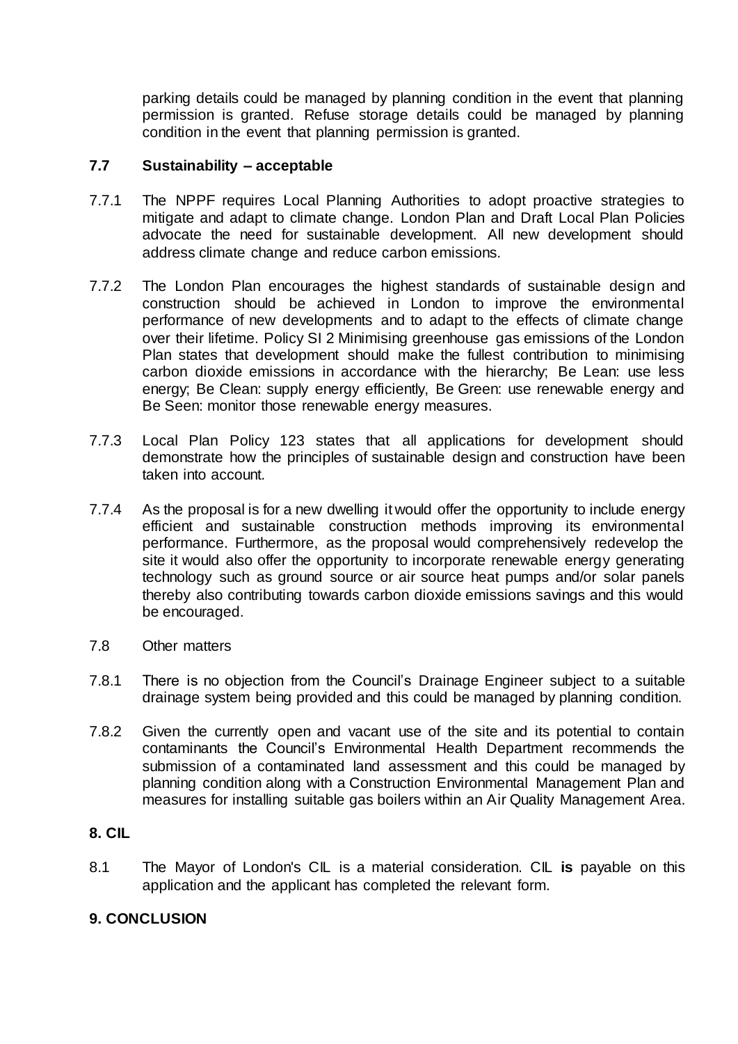parking details could be managed by planning condition in the event that planning permission is granted. Refuse storage details could be managed by planning condition in the event that planning permission is granted.

### 7.7 Sustainability – acceptable

7.7.1 The NPPF requires Local Planning Authorities to adopt proactive strategies to mitigate and adapt to climate change. London Plan and Draft Local Plan Policies advocate the need for sustainable development. All new development should address climate change and reduce carbon emissions.

7.7.2 The London Plan encourages the highest standards of sustainable design and construction should be achieved in London to improve the environmental performance of new developments and to adapt to the effects of climate change over their lifetime. Policy SI 2 Minimising greenhouse gas emissions of the London Plan states that development should make the fullest contribution to minimising carbon dioxide emissions in accordance with the hierarchy; Be Lean: use less energy; Be Clean: supply energy efficiently, Be Green: use renewable energy and Be Seen: monitor those renewable energy measures.

7.7.3 Local Plan Policy 123 states that all applications for development should demonstrate how the principles of sustainable design and construction have been taken into account.

7.7.4 As the proposal is for a new dwelling it would offer the opportunity to include energy efficient and sustainable construction methods improving its environmental performance. Furthermore, as the proposal would comprehensively redevelop the site it would also offer the opportunity to incorporate renewable energy generating technology such as ground source or air source heat pumps and/or solar panels thereby also contributing towards carbon dioxide emissions savings and this would be encouraged.

7.8 Other matters

7.8.1 There is no objection from the Council's Drainage Engineer subject to a suitable drainage system being provided and this could be managed by planning condition.

7.8.2 Given the currently open and vacant use of the site and its potential to contain contaminants the Council's Environmental Health Department recommends the submission of a contaminated land assessment and this could be managed by planning condition along with a Construction Environmental Management Plan and measures for installing suitable gas boilers within an Air Quality Management Area.

### 8. CIL

8.1 The Mayor of London's CIL is a material consideration. CIL **is** payable on this application and the applicant has completed the relevant form.

### 9. CONCLUSION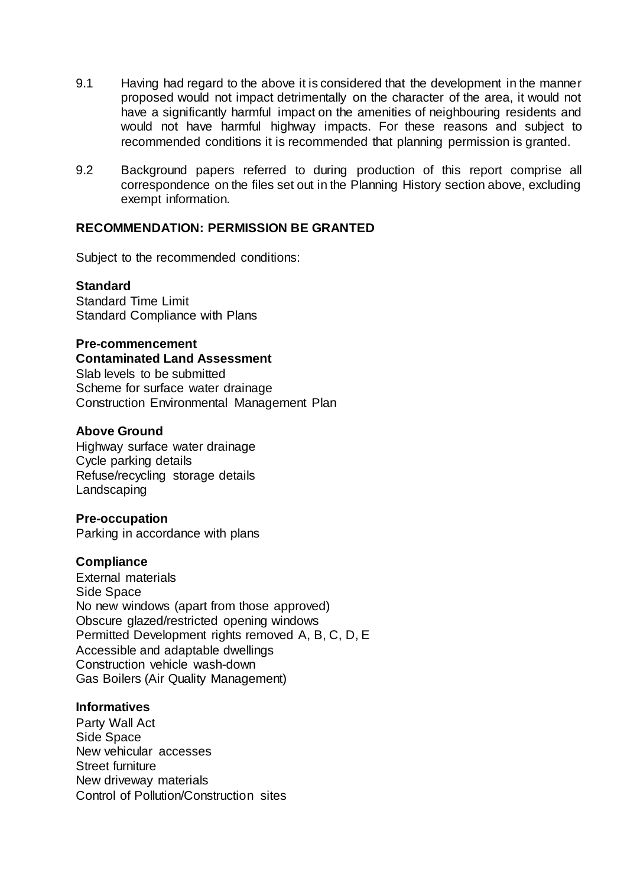9.1 Having had regard to the above it is considered that the development in the manner proposed would not impact detrimentally on the character of the area, it would not have a significantly harmful impact on the amenities of neighbouring residents and would not have harmful highway impacts. For these reasons and subject to recommended conditions it is recommended that planning permission is granted.

9.2 Background papers referred to during production of this report comprise all correspondence on the files set out in the Planning History section above, excluding exempt information.

**RECOMMENDATION: PERMISSION BE GRANTED**

Subject to the recommended conditions:

**Standard**
Standard Time Limit
Standard Compliance with Plans

**Pre-commencement**
**Contaminated Land Assessment**
Slab levels to be submitted
Scheme for surface water drainage
Construction Environmental Management Plan

**Above Ground**
Highway surface water drainage
Cycle parking details
Refuse/recycling storage details
Landscaping

**Pre-occupation**
Parking in accordance with plans

**Compliance**
External materials
Side Space
No new windows (apart from those approved)
Obscure glazed/restricted opening windows
Permitted Development rights removed A, B, C, D, E
Accessible and adaptable dwellings
Construction vehicle wash-down
Gas Boilers (Air Quality Management)

**Informatives**
Party Wall Act
Side Space
New vehicular accesses
Street furniture
New driveway materials
Control of Pollution/Construction sites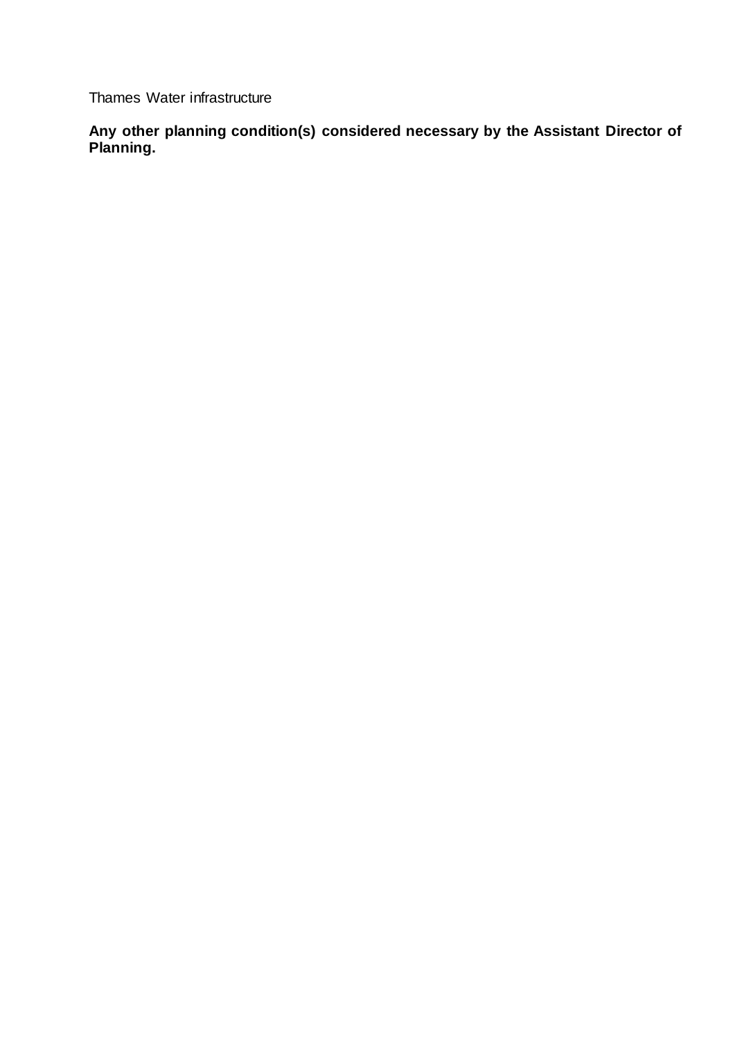Thames Water infrastructure

**Any other planning condition(s) considered necessary by the Assistant Director of Planning.**